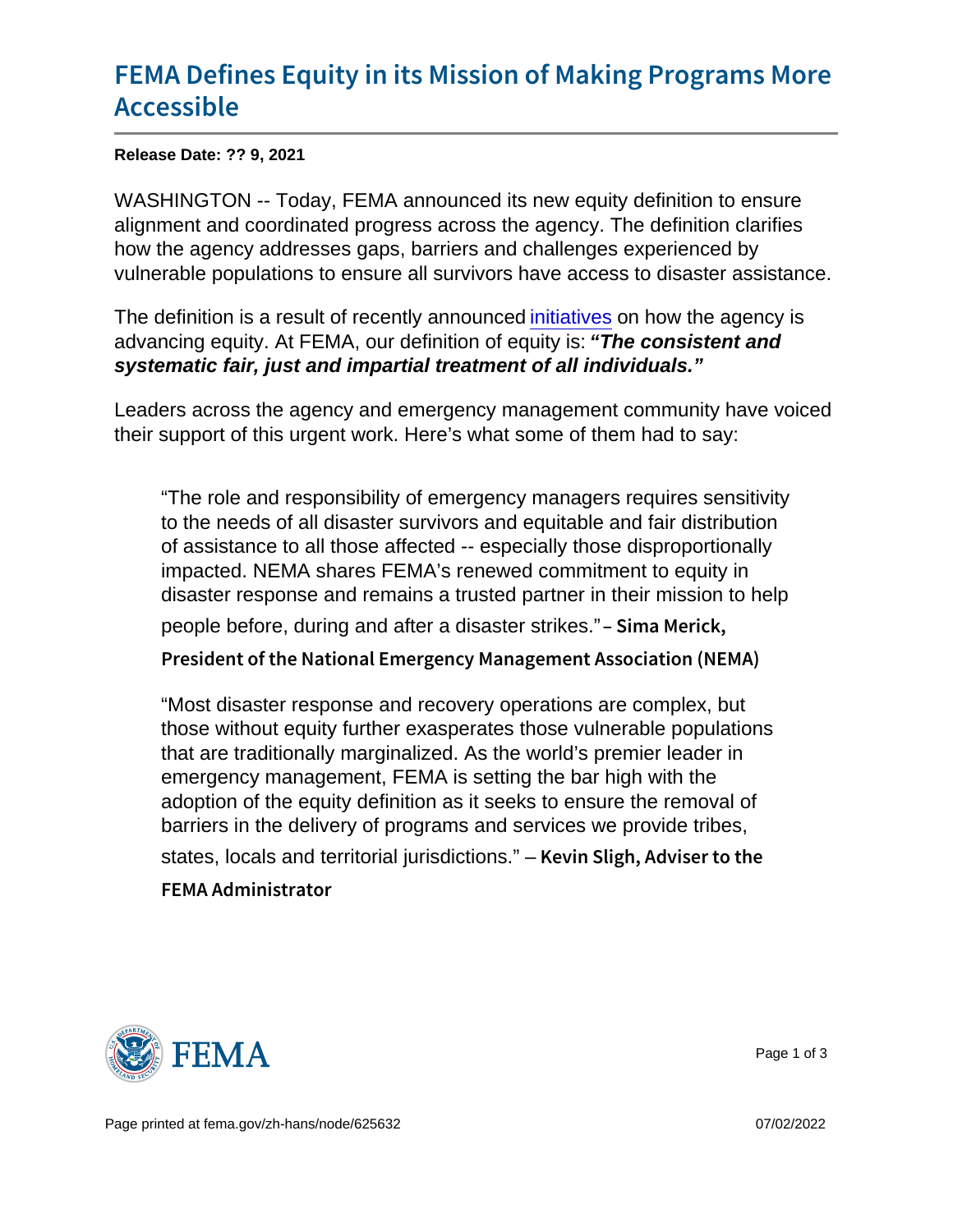# FEMA Defines Equity in its Mission of Making Programs More Accessible

**Release Date: ?? 9, 2021**

WASHINGTON -- Today, FEMA announced its new equity definition to ensure alignment and coordinated progress across the agency. The definition clarifies how the agency addresses gaps, barriers and challenges experienced by vulnerable populations to ensure all survivors have access to disaster assistance.

The definition is a result of recently announced initiatives on how the agency is advancing equity. At FEMA, our definition of equity is: ***"The consistent and systematic fair, just and impartial treatment of all individuals."***

Leaders across the agency and emergency management community have voiced their support of this urgent work. Here's what some of them had to say:

> "The role and responsibility of emergency managers requires sensitivity to the needs of all disaster survivors and equitable and fair distribution of assistance to all those affected -- especially those disproportionally impacted. NEMA shares FEMA's renewed commitment to equity in disaster response and remains a trusted partner in their mission to help people before, during and after a disaster strikes." – **Sima Merick, President of the National Emergency Management Association (NEMA)**

> "Most disaster response and recovery operations are complex, but those without equity further exasperates those vulnerable populations that are traditionally marginalized. As the world's premier leader in emergency management, FEMA is setting the bar high with the adoption of the equity definition as it seeks to ensure the removal of barriers in the delivery of programs and services we provide tribes, states, locals and territorial jurisdictions." – **Kevin Sligh, Adviser to the FEMA Administrator**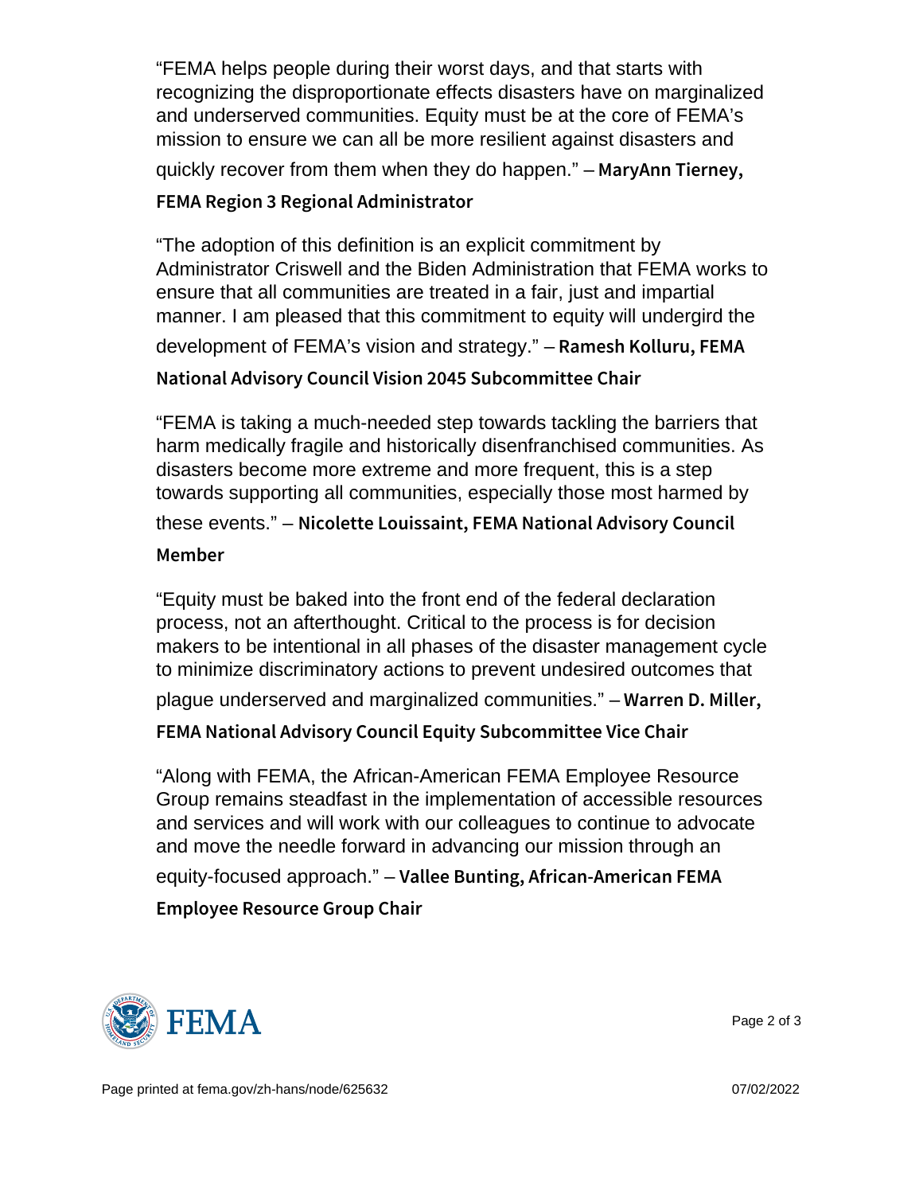"FEMA helps people during their worst days, and that starts with recognizing the disproportionate effects disasters have on marginalized and underserved communities. Equity must be at the core of FEMA's mission to ensure we can all be more resilient against disasters and quickly recover from them when they do happen." – **MaryAnn Tierney, FEMA Region 3 Regional Administrator**

"The adoption of this definition is an explicit commitment by Administrator Criswell and the Biden Administration that FEMA works to ensure that all communities are treated in a fair, just and impartial manner. I am pleased that this commitment to equity will undergird the development of FEMA's vision and strategy." – **Ramesh Kolluru, FEMA National Advisory Council Vision 2045 Subcommittee Chair**

"FEMA is taking a much-needed step towards tackling the barriers that harm medically fragile and historically disenfranchised communities. As disasters become more extreme and more frequent, this is a step towards supporting all communities, especially those most harmed by these events." – **Nicolette Louissaint, FEMA National Advisory Council Member**

"Equity must be baked into the front end of the federal declaration process, not an afterthought. Critical to the process is for decision makers to be intentional in all phases of the disaster management cycle to minimize discriminatory actions to prevent undesired outcomes that plague underserved and marginalized communities." – **Warren D. Miller, FEMA National Advisory Council Equity Subcommittee Vice Chair**

"Along with FEMA, the African-American FEMA Employee Resource Group remains steadfast in the implementation of accessible resources and services and will work with our colleagues to continue to advocate and move the needle forward in advancing our mission through an equity-focused approach." – **Vallee Bunting, African-American FEMA Employee Resource Group Chair**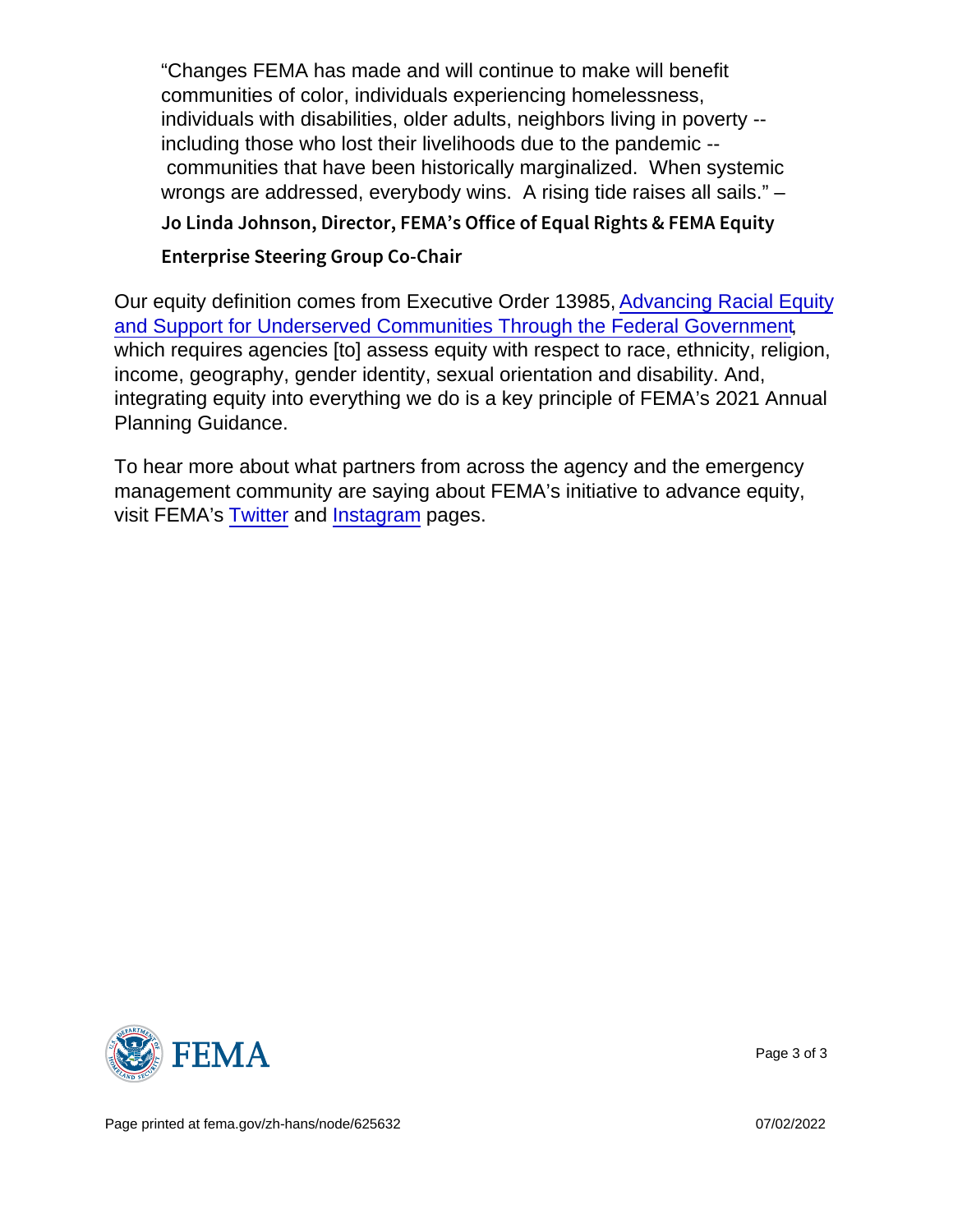> "Changes FEMA has made and will continue to make will benefit communities of color, individuals experiencing homelessness, individuals with disabilities, older adults, neighbors living in poverty -- including those who lost their livelihoods due to the pandemic -- communities that have been historically marginalized. When systemic wrongs are addressed, everybody wins. A rising tide raises all sails." – **Jo Linda Johnson, Director, FEMA's Office of Equal Rights & FEMA Equity Enterprise Steering Group Co-Chair**

Our equity definition comes from Executive Order 13985, Advancing Racial Equity and Support for Underserved Communities Through the Federal Government, which requires agencies [to] assess equity with respect to race, ethnicity, religion, income, geography, gender identity, sexual orientation and disability. And, integrating equity into everything we do is a key principle of FEMA's 2021 Annual Planning Guidance.

To hear more about what partners from across the agency and the emergency management community are saying about FEMA's initiative to advance equity, visit FEMA's Twitter and Instagram pages.